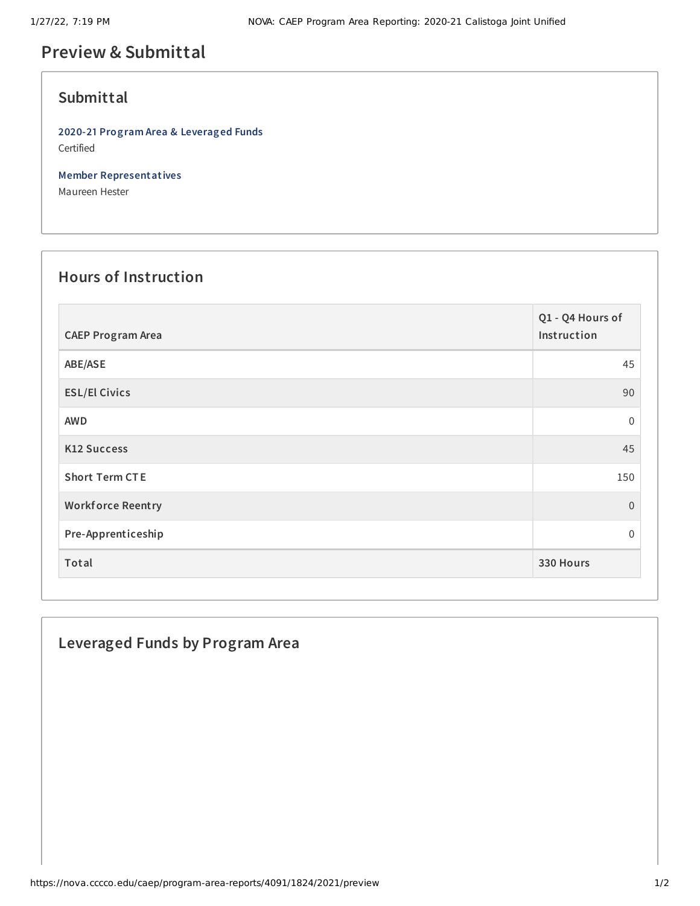# Preview & Submittal

## Submittal

**2020-21 Program Area & Leveraged Funds**
Certified

**Member Representatives**
Maureen Hester

## Hours of Instruction

| CAEP Program Area | Q1 - Q4 Hours of Instruction |
|---|---|
| ABE/ASE | 45 |
| ESL/El Civics | 90 |
| AWD | 0 |
| K12 Success | 45 |
| Short Term CTE | 150 |
| Workforce Reentry | 0 |
| Pre-Apprenticeship | 0 |
| **Total** | **330 Hours** |

## Leveraged Funds by Program Area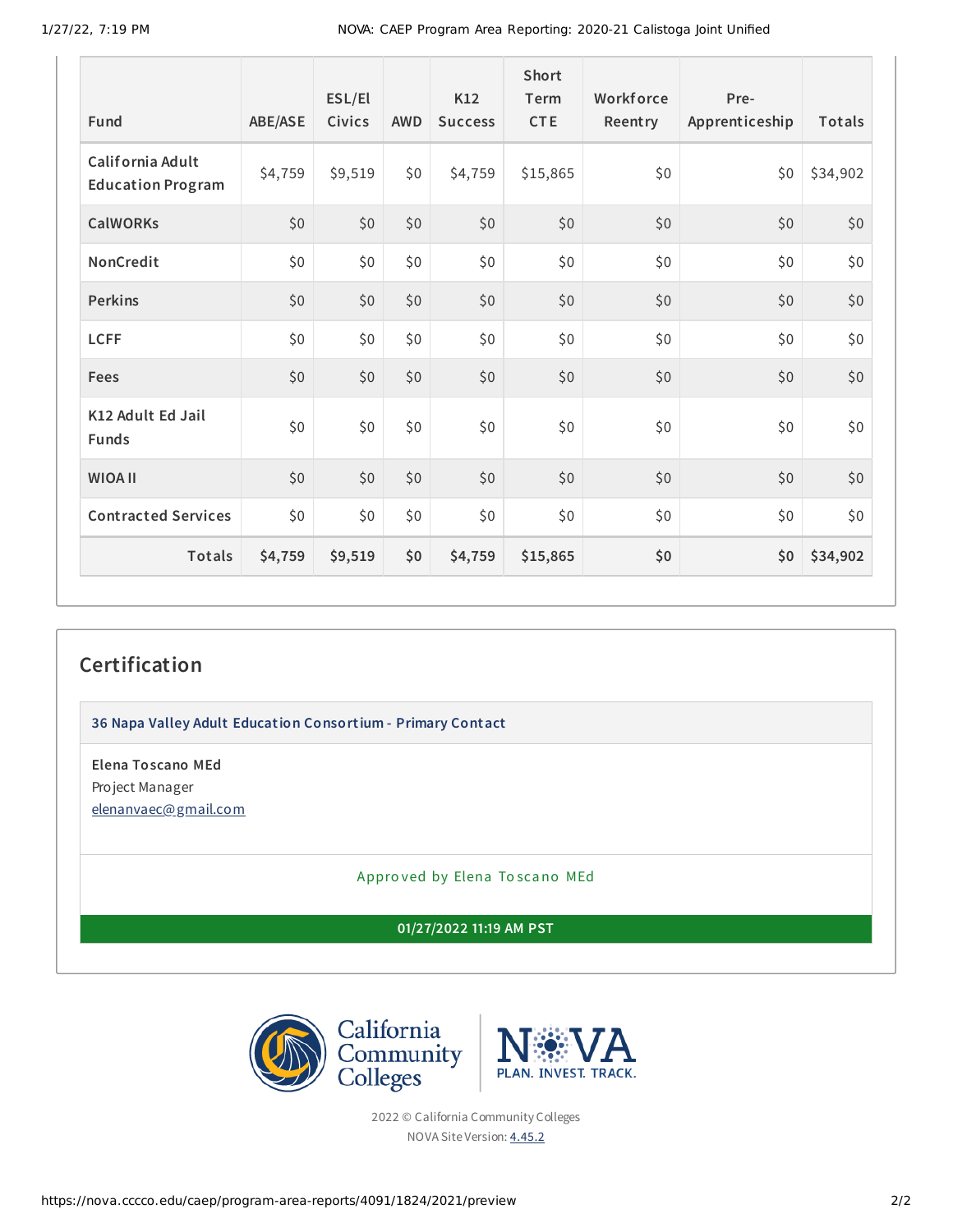| Fund | ABE/ASE | ESL/El Civics | AWD | K12 Success | Short Term CTE | Workforce Reentry | Pre-Apprenticeship | Totals |
|---|---|---|---|---|---|---|---|---|
| California Adult Education Program | $4,759 | $9,519 | $0 | $4,759 | $15,865 | $0 | $0 | $34,902 |
| CalWORKs | $0 | $0 | $0 | $0 | $0 | $0 | $0 | $0 |
| NonCredit | $0 | $0 | $0 | $0 | $0 | $0 | $0 | $0 |
| Perkins | $0 | $0 | $0 | $0 | $0 | $0 | $0 | $0 |
| LCFF | $0 | $0 | $0 | $0 | $0 | $0 | $0 | $0 |
| Fees | $0 | $0 | $0 | $0 | $0 | $0 | $0 | $0 |
| K12 Adult Ed Jail Funds | $0 | $0 | $0 | $0 | $0 | $0 | $0 | $0 |
| WIOA II | $0 | $0 | $0 | $0 | $0 | $0 | $0 | $0 |
| Contracted Services | $0 | $0 | $0 | $0 | $0 | $0 | $0 | $0 |
| **Totals** | **$4,759** | **$9,519** | **$0** | **$4,759** | **$15,865** | **$0** | **$0** | **$34,902** |

## Certification

**36 Napa Valley Adult Education Consortium - Primary Contact**

**Elena Toscano MEd**
Project Manager
elenanvaec@gmail.com

Approved by Elena Toscano MEd

**01/27/2022 11:19 AM PST**

2022 © California Community Colleges
NOVA Site Version: 4.45.2